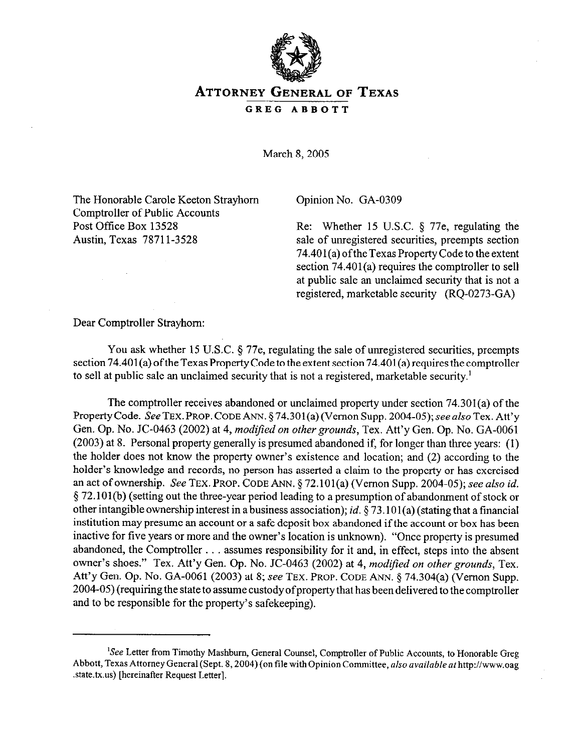# ATTORNEY GENERAL OF TEXAS

**GREG ABBOTT**

March 8, 2005

The Honorable Carole Keeton Strayhorn
Comptroller of Public Accounts
Post Office Box 13528
Austin, Texas 78711-3528

Opinion No. GA-0309

Re: Whether 15 U.S.C. § 77e, regulating the sale of unregistered securities, preempts section 74.401(a) of the Texas Property Code to the extent section 74.401(a) requires the comptroller to sell at public sale an unclaimed security that is not a registered, marketable security (RQ-0273-GA)

Dear Comptroller Strayhorn:

You ask whether 15 U.S.C. § 77e, regulating the sale of unregistered securities, preempts section 74.401(a) of the Texas Property Code to the extent section 74.401(a) requires the comptroller to sell at public sale an unclaimed security that is not a registered, marketable security.[1]

The comptroller receives abandoned or unclaimed property under section 74.301(a) of the Property Code. *See* TEX. PROP. CODE ANN. § 74.301(a) (Vernon Supp. 2004-05); *see also* Tex. Att'y Gen. Op. No. JC-0463 (2002) at 4, *modified on other grounds*, Tex. Att'y Gen. Op. No. GA-0061 (2003) at 8. Personal property generally is presumed abandoned if, for longer than three years: (1) the holder does not know the property owner's existence and location; and (2) according to the holder's knowledge and records, no person has asserted a claim to the property or has exercised an act of ownership. *See* TEX. PROP. CODE ANN. § 72.101(a) (Vernon Supp. 2004-05); *see also id.* § 72.101(b) (setting out the three-year period leading to a presumption of abandonment of stock or other intangible ownership interest in a business association); *id.* § 73.101(a) (stating that a financial institution may presume an account or a safe deposit box abandoned if the account or box has been inactive for five years or more and the owner's location is unknown). "Once property is presumed abandoned, the Comptroller . . . assumes responsibility for it and, in effect, steps into the absent owner's shoes." Tex. Att'y Gen. Op. No. JC-0463 (2002) at 4, *modified on other grounds*, Tex. Att'y Gen. Op. No. GA-0061 (2003) at 8; *see* TEX. PROP. CODE ANN. § 74.304(a) (Vernon Supp. 2004-05) (requiring the state to assume custody of property that has been delivered to the comptroller and to be responsible for the property's safekeeping).

---

[1]*See* Letter from Timothy Mashburn, General Counsel, Comptroller of Public Accounts, to Honorable Greg Abbott, Texas Attorney General (Sept. 8, 2004) (on file with Opinion Committee, *also available at* http://www.oag.state.tx.us) [hereinafter Request Letter].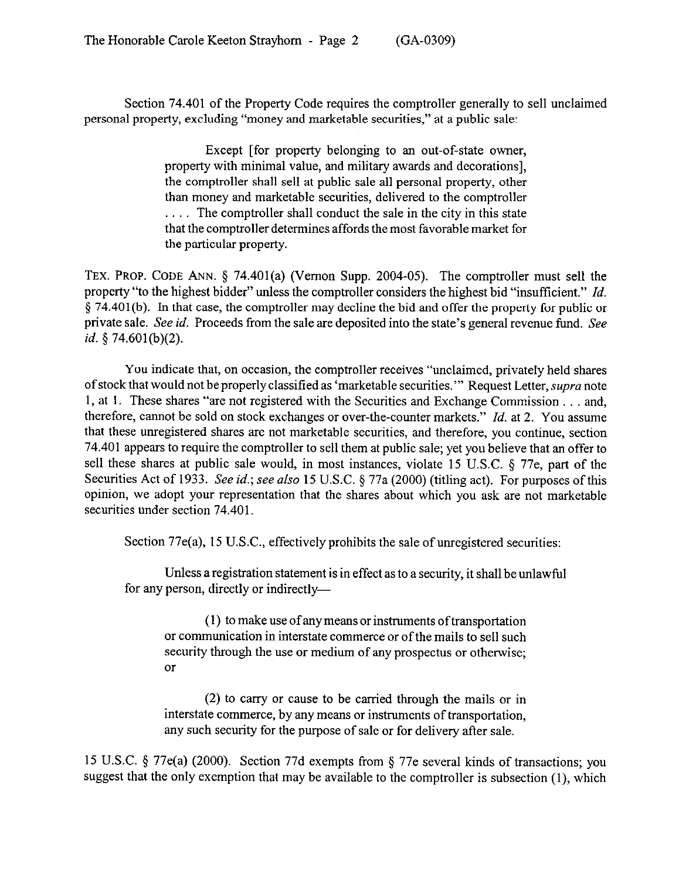Section 74.401 of the Property Code requires the comptroller generally to sell unclaimed personal property, excluding "money and marketable securities," at a public sale:

> Except [for property belonging to an out-of-state owner, property with minimal value, and military awards and decorations], the comptroller shall sell at public sale all personal property, other than money and marketable securities, delivered to the comptroller . . . . The comptroller shall conduct the sale in the city in this state that the comptroller determines affords the most favorable market for the particular property.

TEX. PROP. CODE ANN. § 74.401(a) (Vernon Supp. 2004-05). The comptroller must sell the property "to the highest bidder" unless the comptroller considers the highest bid "insufficient." *Id.* § 74.401(b). In that case, the comptroller may decline the bid and offer the property for public or private sale. *See id.* Proceeds from the sale are deposited into the state's general revenue fund. *See id.* § 74.601(b)(2).

You indicate that, on occasion, the comptroller receives "unclaimed, privately held shares of stock that would not be properly classified as 'marketable securities.'" Request Letter, *supra* note 1, at 1. These shares "are not registered with the Securities and Exchange Commission . . . and, therefore, cannot be sold on stock exchanges or over-the-counter markets." *Id.* at 2. You assume that these unregistered shares are not marketable securities, and therefore, you continue, section 74.401 appears to require the comptroller to sell them at public sale; yet you believe that an offer to sell these shares at public sale would, in most instances, violate 15 U.S.C. § 77e, part of the Securities Act of 1933. *See id.*; *see also* 15 U.S.C. § 77a (2000) (titling act). For purposes of this opinion, we adopt your representation that the shares about which you ask are not marketable securities under section 74.401.

Section 77e(a), 15 U.S.C., effectively prohibits the sale of unregistered securities:

> Unless a registration statement is in effect as to a security, it shall be unlawful for any person, directly or indirectly—
>
> (1) to make use of any means or instruments of transportation or communication in interstate commerce or of the mails to sell such security through the use or medium of any prospectus or otherwise; or
>
> (2) to carry or cause to be carried through the mails or in interstate commerce, by any means or instruments of transportation, any such security for the purpose of sale or for delivery after sale.

15 U.S.C. § 77e(a) (2000). Section 77d exempts from § 77e several kinds of transactions; you suggest that the only exemption that may be available to the comptroller is subsection (1), which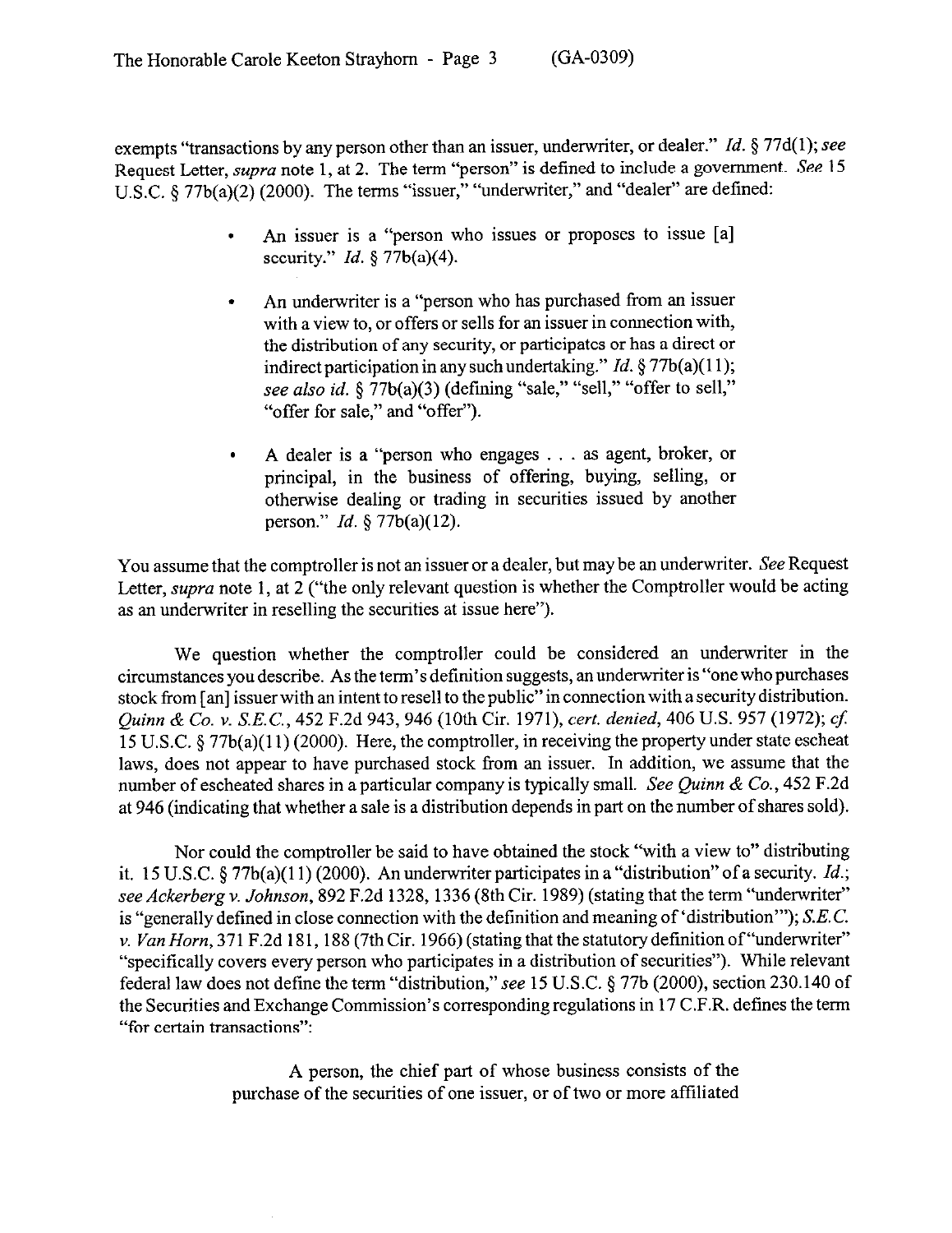exempts "transactions by any person other than an issuer, underwriter, or dealer." *Id.* § 77d(1); *see* Request Letter, *supra* note 1, at 2. The term "person" is defined to include a government. *See* 15 U.S.C. § 77b(a)(2) (2000). The terms "issuer," "underwriter," and "dealer" are defined:

- An issuer is a "person who issues or proposes to issue [a] security." *Id.* § 77b(a)(4).
- An underwriter is a "person who has purchased from an issuer with a view to, or offers or sells for an issuer in connection with, the distribution of any security, or participates or has a direct or indirect participation in any such undertaking." *Id.* § 77b(a)(11); *see also id.* § 77b(a)(3) (defining "sale," "sell," "offer to sell," "offer for sale," and "offer").
- A dealer is a "person who engages . . . as agent, broker, or principal, in the business of offering, buying, selling, or otherwise dealing or trading in securities issued by another person." *Id.* § 77b(a)(12).

You assume that the comptroller is not an issuer or a dealer, but may be an underwriter. *See* Request Letter, *supra* note 1, at 2 ("the only relevant question is whether the Comptroller would be acting as an underwriter in reselling the securities at issue here").

We question whether the comptroller could be considered an underwriter in the circumstances you describe. As the term's definition suggests, an underwriter is "one who purchases stock from [an] issuer with an intent to resell to the public" in connection with a security distribution. *Quinn & Co. v. S.E.C.*, 452 F.2d 943, 946 (10th Cir. 1971), *cert. denied*, 406 U.S. 957 (1972); *cf.* 15 U.S.C. § 77b(a)(11) (2000). Here, the comptroller, in receiving the property under state escheat laws, does not appear to have purchased stock from an issuer. In addition, we assume that the number of escheated shares in a particular company is typically small. *See Quinn & Co.*, 452 F.2d at 946 (indicating that whether a sale is a distribution depends in part on the number of shares sold).

Nor could the comptroller be said to have obtained the stock "with a view to" distributing it. 15 U.S.C. § 77b(a)(11) (2000). An underwriter participates in a "distribution" of a security. *Id.*; *see Ackerberg v. Johnson*, 892 F.2d 1328, 1336 (8th Cir. 1989) (stating that the term "underwriter" is "generally defined in close connection with the definition and meaning of 'distribution'"); *S.E.C. v. Van Horn*, 371 F.2d 181, 188 (7th Cir. 1966) (stating that the statutory definition of "underwriter" "specifically covers every person who participates in a distribution of securities"). While relevant federal law does not define the term "distribution," *see* 15 U.S.C. § 77b (2000), section 230.140 of the Securities and Exchange Commission's corresponding regulations in 17 C.F.R. defines the term "for certain transactions":

> A person, the chief part of whose business consists of the purchase of the securities of one issuer, or of two or more affiliated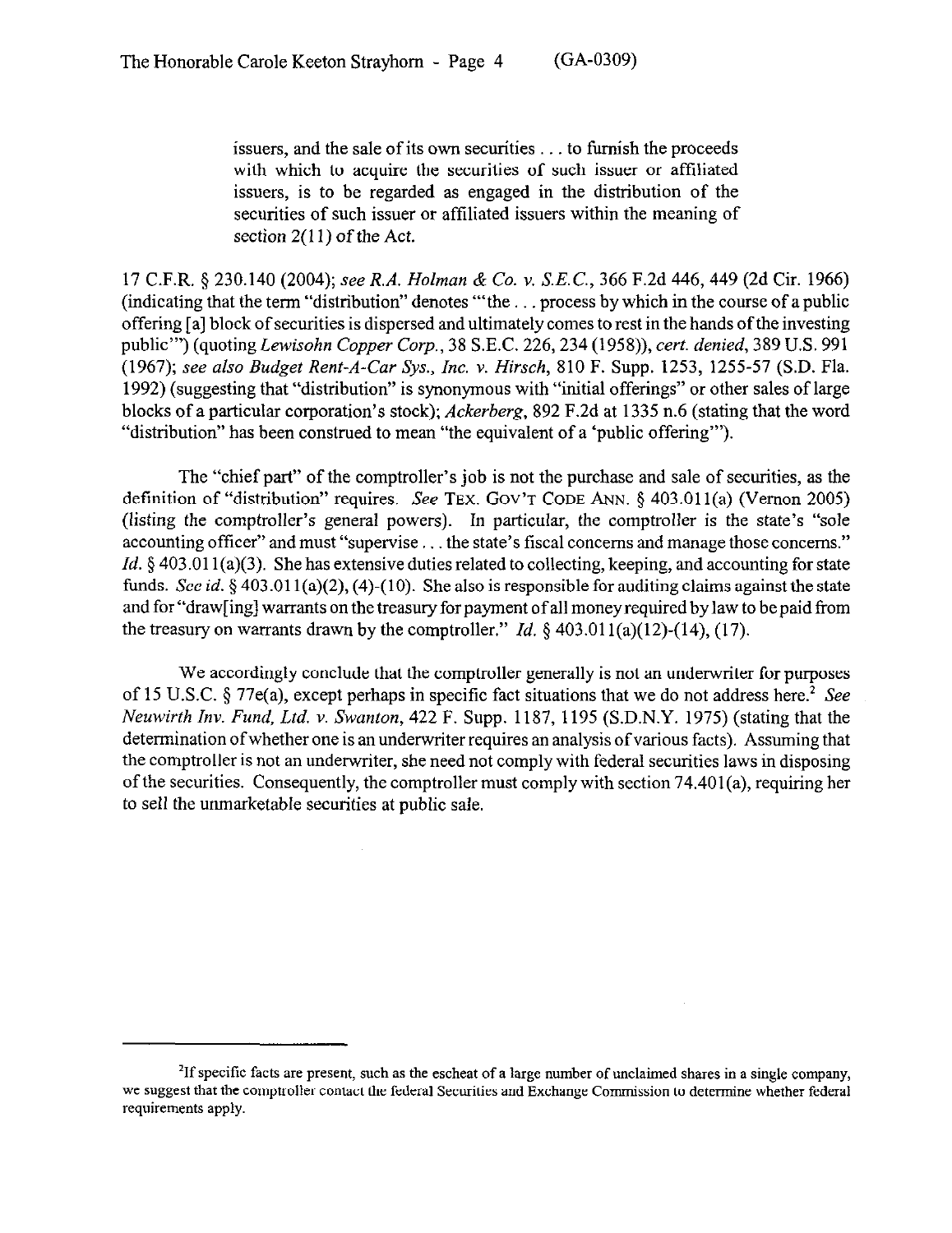> issuers, and the sale of its own securities . . . to furnish the proceeds with which to acquire the securities of such issuer or affiliated issuers, is to be regarded as engaged in the distribution of the securities of such issuer or affiliated issuers within the meaning of section 2(11) of the Act.

17 C.F.R. § 230.140 (2004); *see R.A. Holman & Co. v. S.E.C.*, 366 F.2d 446, 449 (2d Cir. 1966) (indicating that the term "distribution" denotes "'the . . . process by which in the course of a public offering [a] block of securities is dispersed and ultimately comes to rest in the hands of the investing public'") (quoting *Lewisohn Copper Corp.*, 38 S.E.C. 226, 234 (1958)), *cert. denied*, 389 U.S. 991 (1967); *see also Budget Rent-A-Car Sys., Inc. v. Hirsch*, 810 F. Supp. 1253, 1255-57 (S.D. Fla. 1992) (suggesting that "distribution" is synonymous with "initial offerings" or other sales of large blocks of a particular corporation's stock); *Ackerberg*, 892 F.2d at 1335 n.6 (stating that the word "distribution" has been construed to mean "the equivalent of a 'public offering'").

The "chief part" of the comptroller's job is not the purchase and sale of securities, as the definition of "distribution" requires. *See* TEX. GOV'T CODE ANN. § 403.011(a) (Vernon 2005) (listing the comptroller's general powers). In particular, the comptroller is the state's "sole accounting officer" and must "supervise . . . the state's fiscal concerns and manage those concerns." *Id.* § 403.011(a)(3). She has extensive duties related to collecting, keeping, and accounting for state funds. *See id.* § 403.011(a)(2), (4)-(10). She also is responsible for auditing claims against the state and for "draw[ing] warrants on the treasury for payment of all money required by law to be paid from the treasury on warrants drawn by the comptroller." *Id.* § 403.011(a)(12)-(14), (17).

We accordingly conclude that the comptroller generally is not an underwriter for purposes of 15 U.S.C. § 77e(a), except perhaps in specific fact situations that we do not address here.[2] *See Neuwirth Inv. Fund, Ltd. v. Swanton*, 422 F. Supp. 1187, 1195 (S.D.N.Y. 1975) (stating that the determination of whether one is an underwriter requires an analysis of various facts). Assuming that the comptroller is not an underwriter, she need not comply with federal securities laws in disposing of the securities. Consequently, the comptroller must comply with section 74.401(a), requiring her to sell the unmarketable securities at public sale.

---

[2] If specific facts are present, such as the escheat of a large number of unclaimed shares in a single company, we suggest that the comptroller contact the federal Securities and Exchange Commission to determine whether federal requirements apply.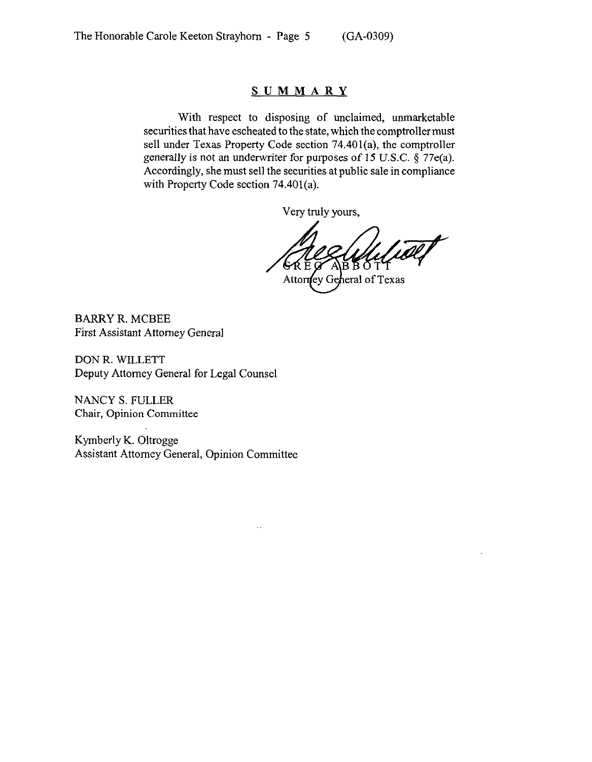## SUMMARY

With respect to disposing of unclaimed, unmarketable securities that have escheated to the state, which the comptroller must sell under Texas Property Code section 74.401(a), the comptroller generally is not an underwriter for purposes of 15 U.S.C. § 77e(a). Accordingly, she must sell the securities at public sale in compliance with Property Code section 74.401(a).

Very truly yours,

GREG ABBOTT
Attorney General of Texas

BARRY R. MCBEE
First Assistant Attorney General

DON R. WILLETT
Deputy Attorney General for Legal Counsel

NANCY S. FULLER
Chair, Opinion Committee

Kymberly K. Oltrogge
Assistant Attorney General, Opinion Committee